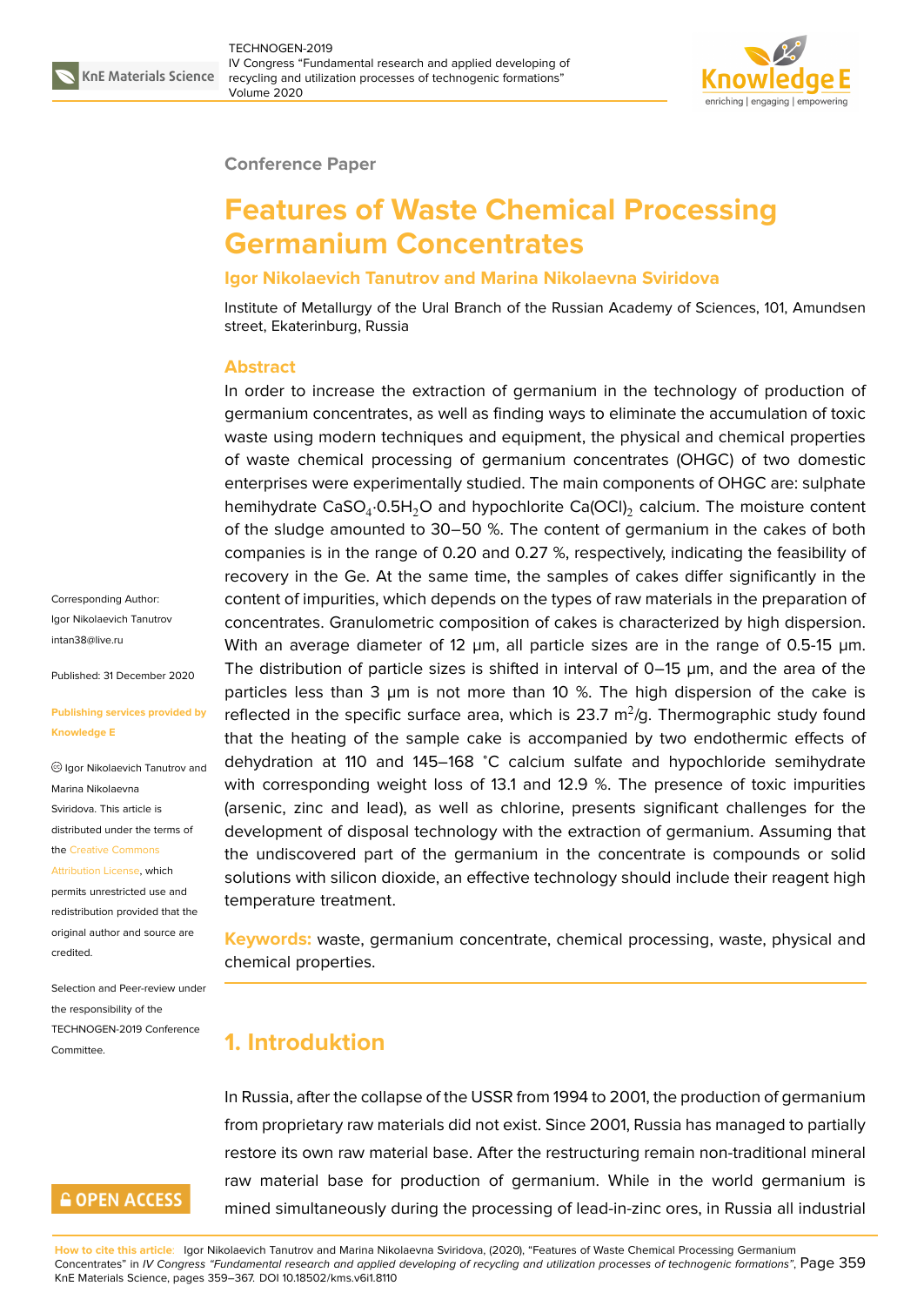Conference Paper

# Features of Waste Chemical Processing Germanium Concentrates

**Igor Nikolaevich Tanutrov and Marina Nikolaevna Sviridova**

Institute of Metallurgy of the Ural Branch of the Russian Academy of Sciences, 101, Amundsen street, Ekaterinburg, Russia

## Abstract

In order to increase the extraction of germanium in the technology of production of germanium concentrates, as well as finding ways to eliminate the accumulation of toxic waste using modern techniques and equipment, the physical and chemical properties of waste chemical processing of germanium concentrates (OHGC) of two domestic enterprises were experimentally studied. The main components of OHGC are: sulphate hemihydrate $CaSO_4 \cdot 0.5H_2O$ and hypochlorite $Ca(OCl)_2$ calcium. The moisture content of the sludge amounted to 30–50 %. The content of germanium in the cakes of both companies is in the range of 0.20 and 0.27 %, respectively, indicating the feasibility of recovery in the Ge. At the same time, the samples of cakes differ significantly in the content of impurities, which depends on the types of raw materials in the preparation of concentrates. Granulometric composition of cakes is characterized by high dispersion. With an average diameter of 12 μm, all particle sizes are in the range of 0.5-15 μm. The distribution of particle sizes is shifted in interval of 0–15 μm, and the area of the particles less than 3 μm is not more than 10 %. The high dispersion of the cake is reflected in the specific surface area, which is 23.7 $m^2$/g. Thermographic study found that the heating of the sample cake is accompanied by two endothermic effects of dehydration at 110 and 145–168 ˚C calcium sulfate and hypochloride semihydrate with corresponding weight loss of 13.1 and 12.9 %. The presence of toxic impurities (arsenic, zinc and lead), as well as chlorine, presents significant challenges for the development of disposal technology with the extraction of germanium. Assuming that the undiscovered part of the germanium in the concentrate is compounds or solid solutions with silicon dioxide, an effective technology should include their reagent high temperature treatment.

**Keywords:** waste, germanium concentrate, chemical processing, waste, physical and chemical properties.

Corresponding Author:
Igor Nikolaevich Tanutrov
intan38@live.ru

Published: 31 December 2020

**Publishing services provided by Knowledge E**

© Igor Nikolaevich Tanutrov and Marina Nikolaevna Sviridova. This article is distributed under the terms of the Creative Commons Attribution License, which permits unrestricted use and redistribution provided that the original author and source are credited.

Selection and Peer-review under the responsibility of the TECHNOGEN-2019 Conference Committee.

## 1. Introduktion

In Russia, after the collapse of the USSR from 1994 to 2001, the production of germanium from proprietary raw materials did not exist. Since 2001, Russia has managed to partially restore its own raw material base. After the restructuring remain non-traditional mineral raw material base for production of germanium. While in the world germanium is mined simultaneously during the processing of lead-in-zinc ores, in Russia all industrial

**How to cite this article**: Igor Nikolaevich Tanutrov and Marina Nikolaevna Sviridova, (2020), "Features of Waste Chemical Processing Germanium Concentrates" in *IV Congress "Fundamental research and applied developing of recycling and utilization processes of technogenic formations"*, KnE Materials Science, pages 359–367. DOI 10.18502/kms.v6i1.8110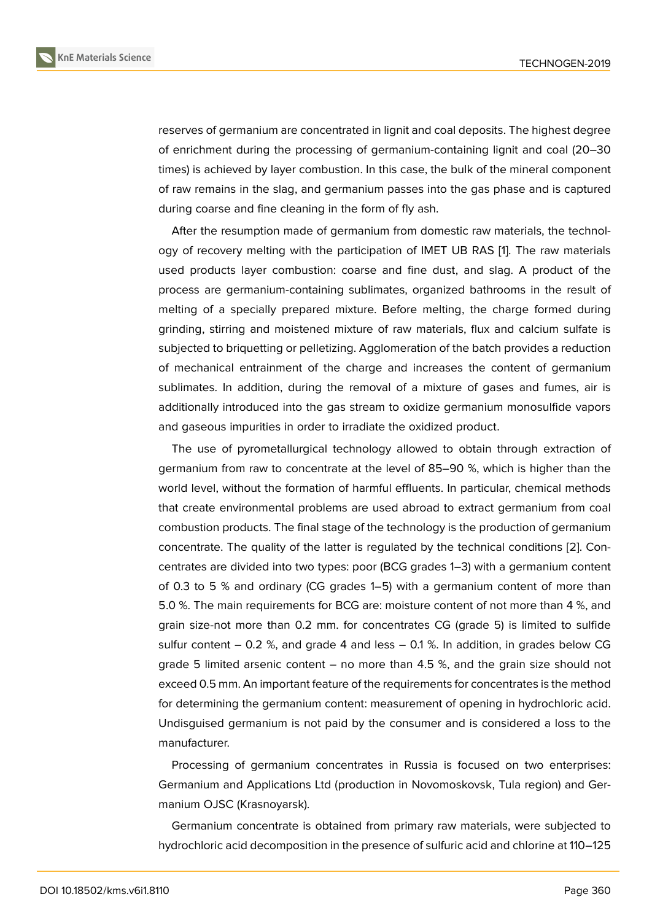reserves of germanium are concentrated in lignit and coal deposits. The highest degree of enrichment during the processing of germanium-containing lignit and coal (20–30 times) is achieved by layer combustion. In this case, the bulk of the mineral component of raw remains in the slag, and germanium passes into the gas phase and is captured during coarse and fine cleaning in the form of fly ash.

After the resumption made of germanium from domestic raw materials, the technology of recovery melting with the participation of IMET UB RAS [1]. The raw materials used products layer combustion: coarse and fine dust, and slag. A product of the process are germanium-containing sublimates, organized bathrooms in the result of melting of a specially prepared mixture. Before melting, the charge formed during grinding, stirring and moistened mixture of raw materials, flux and calcium sulfate is subjected to briquetting or pelletizing. Agglomeration of the batch provides a reduction of mechanical entrainment of the charge and increases the content of germanium sublimates. In addition, during the removal of a mixture of gases and fumes, air is additionally introduced into the gas stream to oxidize germanium monosulfide vapors and gaseous impurities in order to irradiate the oxidized product.

The use of pyrometallurgical technology allowed to obtain through extraction of germanium from raw to concentrate at the level of 85–90 %, which is higher than the world level, without the formation of harmful effluents. In particular, chemical methods that create environmental problems are used abroad to extract germanium from coal combustion products. The final stage of the technology is the production of germanium concentrate. The quality of the latter is regulated by the technical conditions [2]. Concentrates are divided into two types: poor (BCG grades 1–3) with a germanium content of 0.3 to 5 % and ordinary (CG grades 1–5) with a germanium content of more than 5.0 %. The main requirements for BCG are: moisture content of not more than 4 %, and grain size-not more than 0.2 mm. for concentrates CG (grade 5) is limited to sulfide sulfur content – 0.2 %, and grade 4 and less – 0.1 %. In addition, in grades below CG grade 5 limited arsenic content – no more than 4.5 %, and the grain size should not exceed 0.5 mm. An important feature of the requirements for concentrates is the method for determining the germanium content: measurement of opening in hydrochloric acid. Undisguised germanium is not paid by the consumer and is considered a loss to the manufacturer.

Processing of germanium concentrates in Russia is focused on two enterprises: Germanium and Applications Ltd (production in Novomoskovsk, Tula region) and Germanium OJSC (Krasnoyarsk).

Germanium concentrate is obtained from primary raw materials, were subjected to hydrochloric acid decomposition in the presence of sulfuric acid and chlorine at 110–125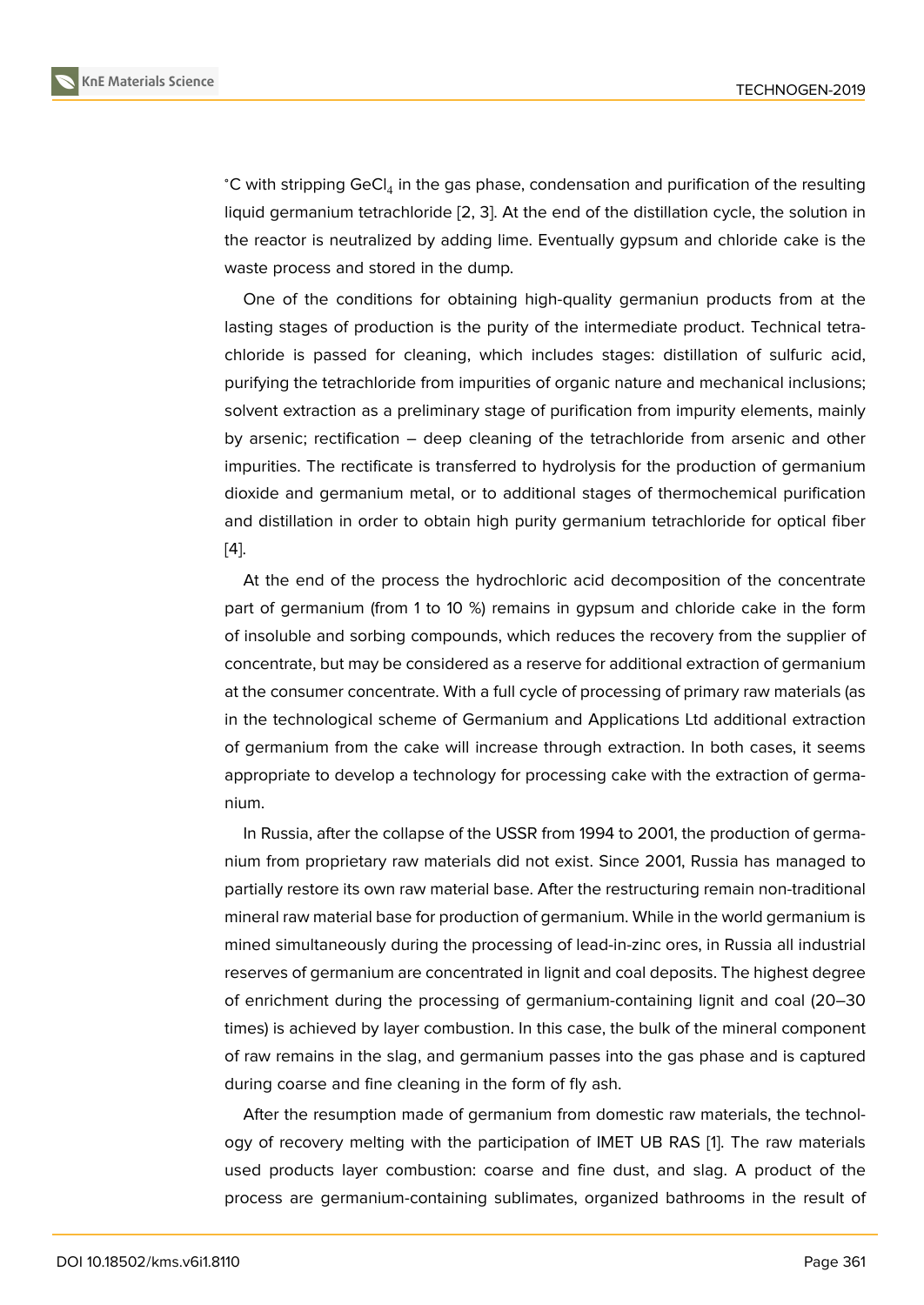°C with stripping $GeCl_4$ in the gas phase, condensation and purification of the resulting liquid germanium tetrachloride [2, 3]. At the end of the distillation cycle, the solution in the reactor is neutralized by adding lime. Eventually gypsum and chloride cake is the waste process and stored in the dump.

One of the conditions for obtaining high-quality germaniun products from at the lasting stages of production is the purity of the intermediate product. Technical tetrachloride is passed for cleaning, which includes stages: distillation of sulfuric acid, purifying the tetrachloride from impurities of organic nature and mechanical inclusions; solvent extraction as a preliminary stage of purification from impurity elements, mainly by arsenic; rectification – deep cleaning of the tetrachloride from arsenic and other impurities. The rectificate is transferred to hydrolysis for the production of germanium dioxide and germanium metal, or to additional stages of thermochemical purification and distillation in order to obtain high purity germanium tetrachloride for optical fiber [4].

At the end of the process the hydrochloric acid decomposition of the concentrate part of germanium (from 1 to 10 %) remains in gypsum and chloride cake in the form of insoluble and sorbing compounds, which reduces the recovery from the supplier of concentrate, but may be considered as a reserve for additional extraction of germanium at the consumer concentrate. With a full cycle of processing of primary raw materials (as in the technological scheme of Germanium and Applications Ltd additional extraction of germanium from the cake will increase through extraction. In both cases, it seems appropriate to develop a technology for processing cake with the extraction of germanium.

In Russia, after the collapse of the USSR from 1994 to 2001, the production of germanium from proprietary raw materials did not exist. Since 2001, Russia has managed to partially restore its own raw material base. After the restructuring remain non-traditional mineral raw material base for production of germanium. While in the world germanium is mined simultaneously during the processing of lead-in-zinc ores, in Russia all industrial reserves of germanium are concentrated in lignit and coal deposits. The highest degree of enrichment during the processing of germanium-containing lignit and coal (20–30 times) is achieved by layer combustion. In this case, the bulk of the mineral component of raw remains in the slag, and germanium passes into the gas phase and is captured during coarse and fine cleaning in the form of fly ash.

After the resumption made of germanium from domestic raw materials, the technology of recovery melting with the participation of IMET UB RAS [1]. The raw materials used products layer combustion: coarse and fine dust, and slag. A product of the process are germanium-containing sublimates, organized bathrooms in the result of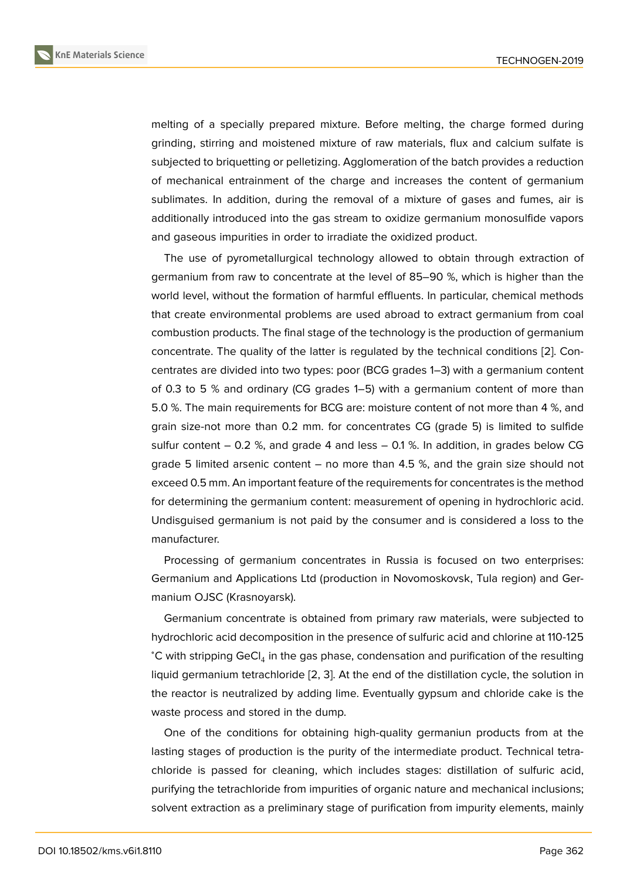melting of a specially prepared mixture. Before melting, the charge formed during grinding, stirring and moistened mixture of raw materials, flux and calcium sulfate is subjected to briquetting or pelletizing. Agglomeration of the batch provides a reduction of mechanical entrainment of the charge and increases the content of germanium sublimates. In addition, during the removal of a mixture of gases and fumes, air is additionally introduced into the gas stream to oxidize germanium monosulfide vapors and gaseous impurities in order to irradiate the oxidized product.

The use of pyrometallurgical technology allowed to obtain through extraction of germanium from raw to concentrate at the level of 85–90 %, which is higher than the world level, without the formation of harmful effluents. In particular, chemical methods that create environmental problems are used abroad to extract germanium from coal combustion products. The final stage of the technology is the production of germanium concentrate. The quality of the latter is regulated by the technical conditions [2]. Concentrates are divided into two types: poor (BCG grades 1–3) with a germanium content of 0.3 to 5 % and ordinary (CG grades 1–5) with a germanium content of more than 5.0 %. The main requirements for BCG are: moisture content of not more than 4 %, and grain size-not more than 0.2 mm. for concentrates CG (grade 5) is limited to sulfide sulfur content – 0.2 %, and grade 4 and less – 0.1 %. In addition, in grades below CG grade 5 limited arsenic content – no more than 4.5 %, and the grain size should not exceed 0.5 mm. An important feature of the requirements for concentrates is the method for determining the germanium content: measurement of opening in hydrochloric acid. Undisguised germanium is not paid by the consumer and is considered a loss to the manufacturer.

Processing of germanium concentrates in Russia is focused on two enterprises: Germanium and Applications Ltd (production in Novomoskovsk, Tula region) and Germanium OJSC (Krasnoyarsk).

Germanium concentrate is obtained from primary raw materials, were subjected to hydrochloric acid decomposition in the presence of sulfuric acid and chlorine at 110-125 ˚C with stripping $GeCl_4$ in the gas phase, condensation and purification of the resulting liquid germanium tetrachloride [2, 3]. At the end of the distillation cycle, the solution in the reactor is neutralized by adding lime. Eventually gypsum and chloride cake is the waste process and stored in the dump.

One of the conditions for obtaining high-quality germaniun products from at the lasting stages of production is the purity of the intermediate product. Technical tetrachloride is passed for cleaning, which includes stages: distillation of sulfuric acid, purifying the tetrachloride from impurities of organic nature and mechanical inclusions; solvent extraction as a preliminary stage of purification from impurity elements, mainly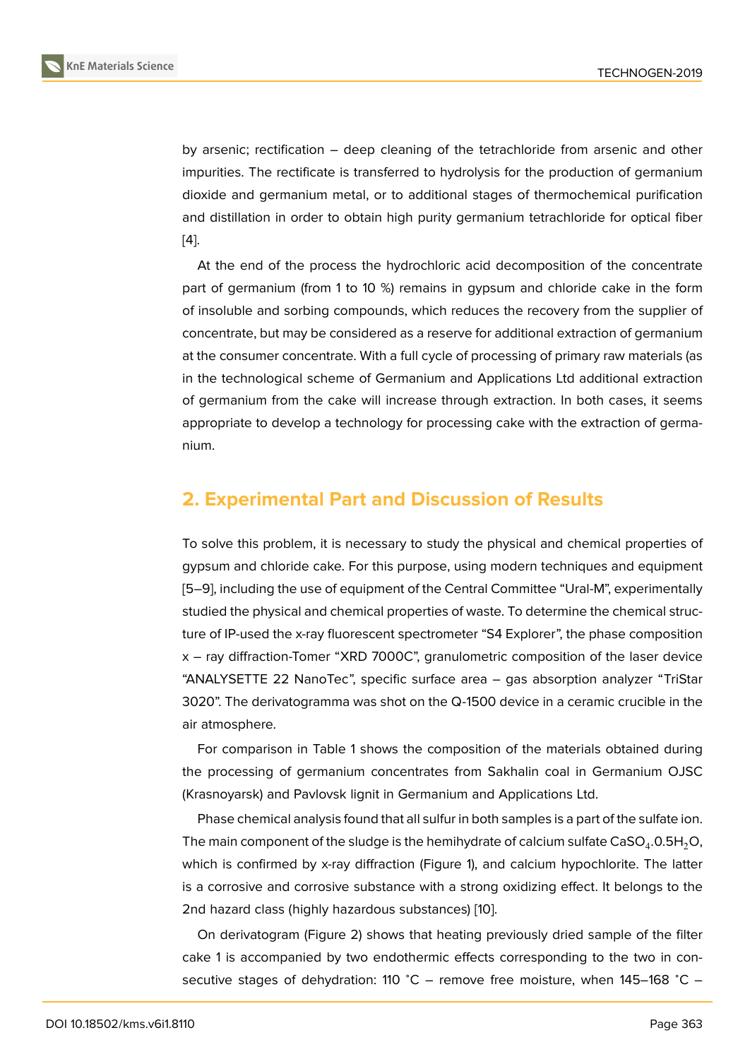by arsenic; rectification – deep cleaning of the tetrachloride from arsenic and other impurities. The rectificate is transferred to hydrolysis for the production of germanium dioxide and germanium metal, or to additional stages of thermochemical purification and distillation in order to obtain high purity germanium tetrachloride for optical fiber [4].

At the end of the process the hydrochloric acid decomposition of the concentrate part of germanium (from 1 to 10 %) remains in gypsum and chloride cake in the form of insoluble and sorbing compounds, which reduces the recovery from the supplier of concentrate, but may be considered as a reserve for additional extraction of germanium at the consumer concentrate. With a full cycle of processing of primary raw materials (as in the technological scheme of Germanium and Applications Ltd additional extraction of germanium from the cake will increase through extraction. In both cases, it seems appropriate to develop a technology for processing cake with the extraction of germanium.

## 2. Experimental Part and Discussion of Results

To solve this problem, it is necessary to study the physical and chemical properties of gypsum and chloride cake. For this purpose, using modern techniques and equipment [5–9], including the use of equipment of the Central Committee "Ural-M", experimentally studied the physical and chemical properties of waste. To determine the chemical structure of IP-used the x-ray fluorescent spectrometer "S4 Explorer", the phase composition x – ray diffraction-Tomer "XRD 7000C", granulometric composition of the laser device "ANALYSETTE 22 NanoTec", specific surface area – gas absorption analyzer "TriStar 3020". The derivatogramma was shot on the Q-1500 device in a ceramic crucible in the air atmosphere.

For comparison in Table 1 shows the composition of the materials obtained during the processing of germanium concentrates from Sakhalin coal in Germanium OJSC (Krasnoyarsk) and Pavlovsk lignit in Germanium and Applications Ltd.

Phase chemical analysis found that all sulfur in both samples is a part of the sulfate ion. The main component of the sludge is the hemihydrate of calcium sulfate $CaSO_4.0.5H_2O$, which is confirmed by x-ray diffraction (Figure 1), and calcium hypochlorite. The latter is a corrosive and corrosive substance with a strong oxidizing effect. It belongs to the 2nd hazard class (highly hazardous substances) [10].

On derivatogram (Figure 2) shows that heating previously dried sample of the filter cake 1 is accompanied by two endothermic effects corresponding to the two in consecutive stages of dehydration: 110 ˚C – remove free moisture, when 145–168 ˚C –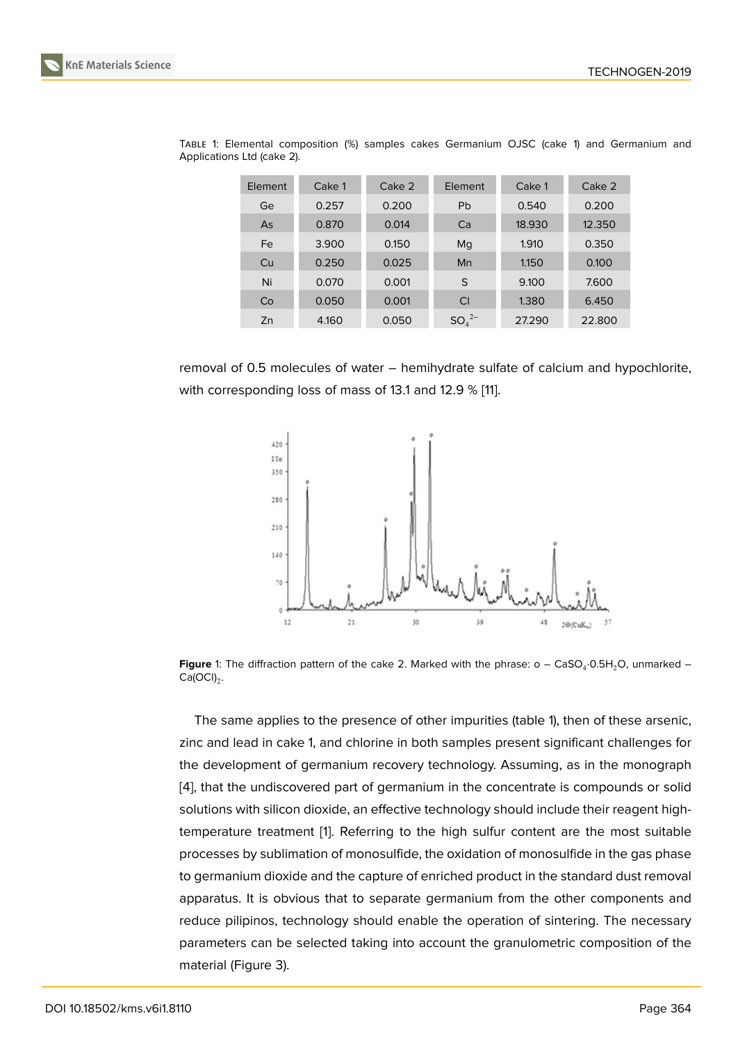TABLE 1: Elemental composition (%) samples cakes Germanium OJSC (cake 1) and Germanium and Applications Ltd (cake 2).

| Element | Cake 1 | Cake 2 | Element | Cake 1 | Cake 2 |
|---|---|---|---|---|---|
| Ge | 0.257 | 0.200 | Pb | 0.540 | 0.200 |
| As | 0.870 | 0.014 | Ca | 18.930 | 12.350 |
| Fe | 3.900 | 0.150 | Mg | 1.910 | 0.350 |
| Cu | 0.250 | 0.025 | Mn | 1.150 | 0.100 |
| Ni | 0.070 | 0.001 | S | 9.100 | 7.600 |
| Co | 0.050 | 0.001 | Cl | 1.380 | 6.450 |
| Zn | 4.160 | 0.050 | $SO_4^{2-}$ | 27.290 | 22.800 |

removal of 0.5 molecules of water – hemihydrate sulfate of calcium and hypochlorite, with corresponding loss of mass of 13.1 and 12.9 % [11].

**Figure** 1: The diffraction pattern of the cake 2. Marked with the phrase: o – $CaSO_4 \cdot 0.5H_2O$, unmarked – $Ca(OCl)_2$.

The same applies to the presence of other impurities (table 1), then of these arsenic, zinc and lead in cake 1, and chlorine in both samples present significant challenges for the development of germanium recovery technology. Assuming, as in the monograph [4], that the undiscovered part of germanium in the concentrate is compounds or solid solutions with silicon dioxide, an effective technology should include their reagent high-temperature treatment [1]. Referring to the high sulfur content are the most suitable processes by sublimation of monosulfide, the oxidation of monosulfide in the gas phase to germanium dioxide and the capture of enriched product in the standard dust removal apparatus. It is obvious that to separate germanium from the other components and reduce pilipinos, technology should enable the operation of sintering. The necessary parameters can be selected taking into account the granulometric composition of the material (Figure 3).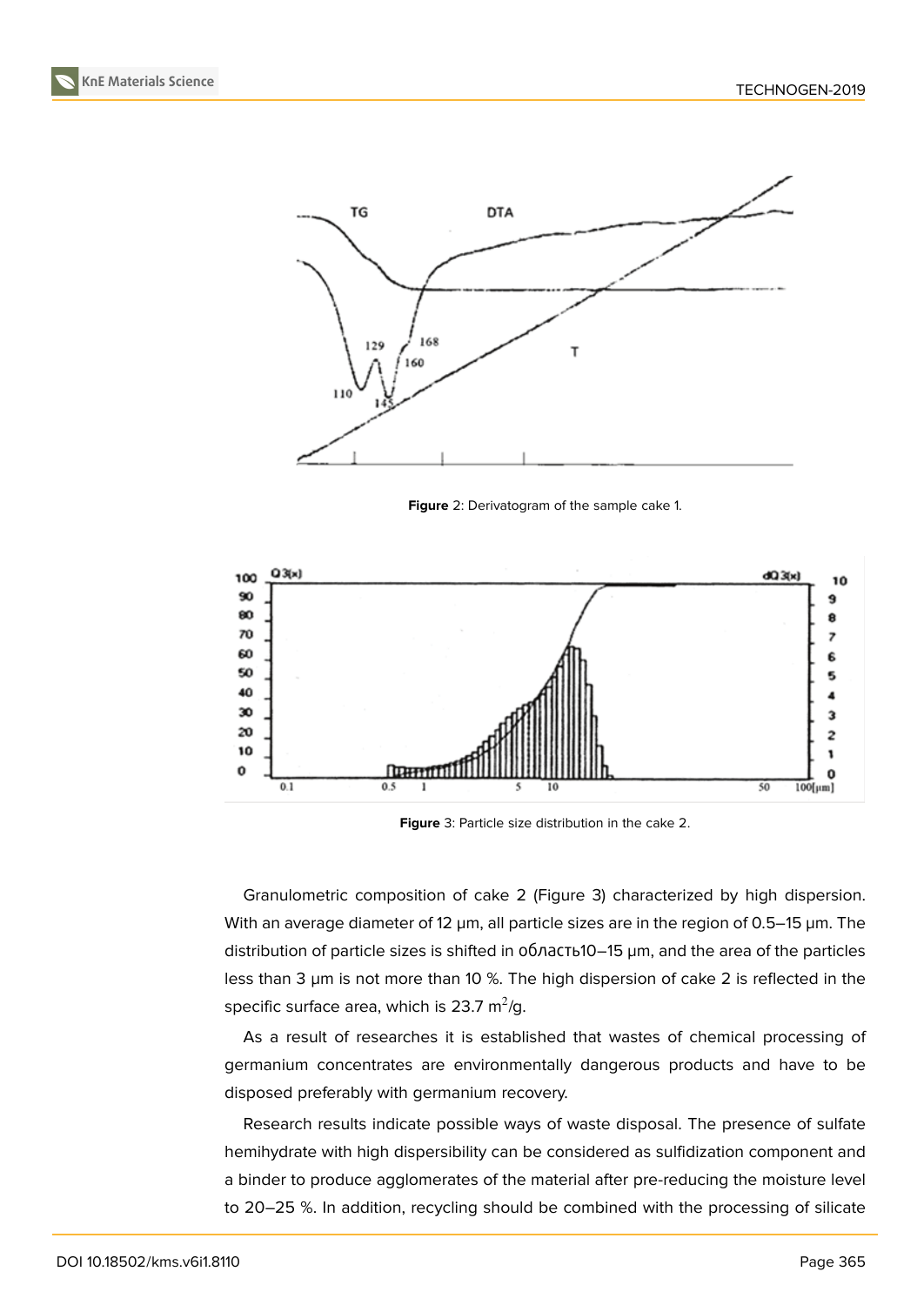**Figure** 2: Derivatogram of the sample cake 1.

**Figure** 3: Particle size distribution in the cake 2.

Granulometric composition of cake 2 (Figure 3) characterized by high dispersion. With an average diameter of 12 μm, all particle sizes are in the region of 0.5–15 μm. The distribution of particle sizes is shifted in область10–15 μm, and the area of the particles less than 3 μm is not more than 10 %. The high dispersion of cake 2 is reflected in the specific surface area, which is 23.7 $m^2/g$.

As a result of researches it is established that wastes of chemical processing of germanium concentrates are environmentally dangerous products and have to be disposed preferably with germanium recovery.

Research results indicate possible ways of waste disposal. The presence of sulfate hemihydrate with high dispersibility can be considered as sulfidization component and a binder to produce agglomerates of the material after pre-reducing the moisture level to 20–25 %. In addition, recycling should be combined with the processing of silicate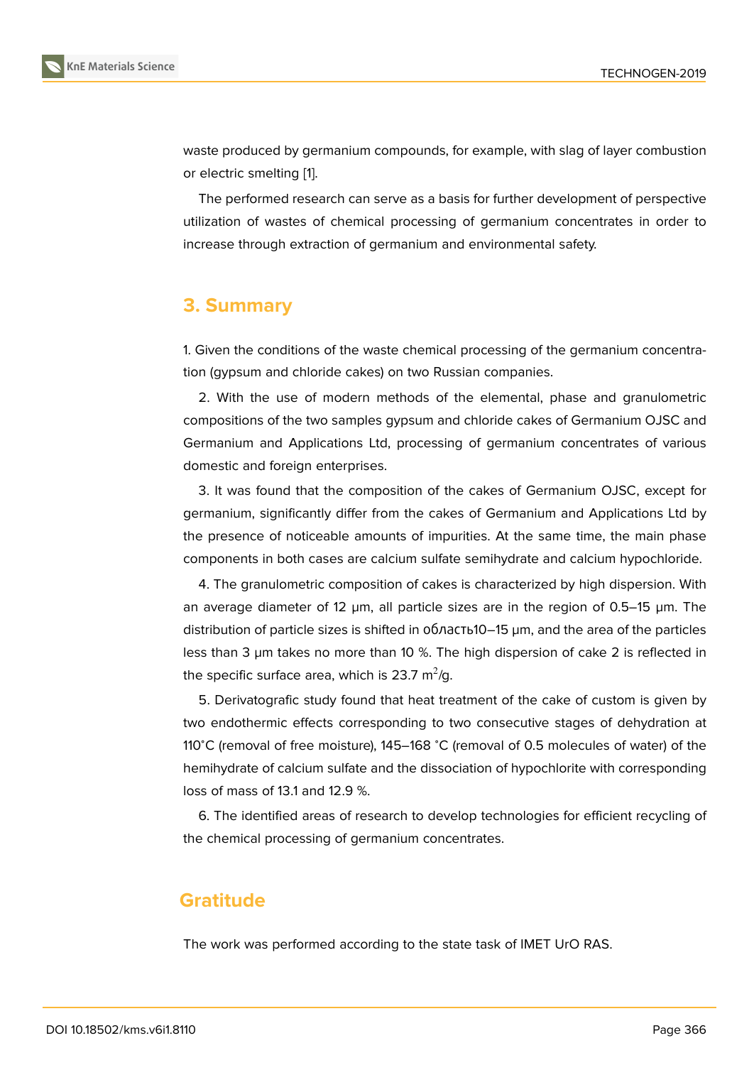waste produced by germanium compounds, for example, with slag of layer combustion or electric smelting [1].

The performed research can serve as a basis for further development of perspective utilization of wastes of chemical processing of germanium concentrates in order to increase through extraction of germanium and environmental safety.

## 3. Summary

1. Given the conditions of the waste chemical processing of the germanium concentration (gypsum and chloride cakes) on two Russian companies.

2. With the use of modern methods of the elemental, phase and granulometric compositions of the two samples gypsum and chloride cakes of Germanium OJSC and Germanium and Applications Ltd, processing of germanium concentrates of various domestic and foreign enterprises.

3. It was found that the composition of the cakes of Germanium OJSC, except for germanium, significantly differ from the cakes of Germanium and Applications Ltd by the presence of noticeable amounts of impurities. At the same time, the main phase components in both cases are calcium sulfate semihydrate and calcium hypochloride.

4. The granulometric composition of cakes is characterized by high dispersion. With an average diameter of 12 μm, all particle sizes are in the region of 0.5–15 μm. The distribution of particle sizes is shifted in область10–15 μm, and the area of the particles less than 3 μm takes no more than 10 %. The high dispersion of cake 2 is reflected in the specific surface area, which is 23.7 $m^2$/g.

5. Derivatografic study found that heat treatment of the cake of custom is given by two endothermic effects corresponding to two consecutive stages of dehydration at 110°C (removal of free moisture), 145–168 °C (removal of 0.5 molecules of water) of the hemihydrate of calcium sulfate and the dissociation of hypochlorite with corresponding loss of mass of 13.1 and 12.9 %.

6. The identified areas of research to develop technologies for efficient recycling of the chemical processing of germanium concentrates.

## Gratitude

The work was performed according to the state task of IMET UrO RAS.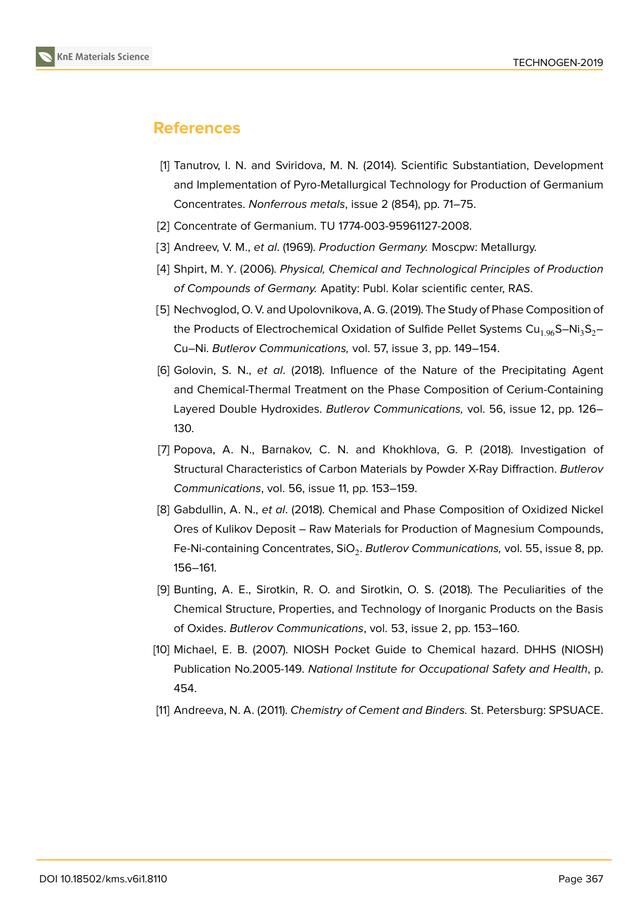## References

[1] Tanutrov, I. N. and Sviridova, M. N. (2014). Scientific Substantiation, Development and Implementation of Pyro-Metallurgical Technology for Production of Germanium Concentrates. *Nonferrous metals*, issue 2 (854), pp. 71–75.

[2] Concentrate of Germanium. TU 1774-003-95961127-2008.

[3] Andreev, V. M., *et al*. (1969). *Production Germany.* Moscpw: Metallurgy.

[4] Shpirt, M. Y. (2006). *Physical, Chemical and Technological Principles of Production of Compounds of Germany.* Apatity: Publ. Kolar scientific center, RAS.

[5] Nechvoglod, O. V. and Upolovnikova, A. G. (2019). The Study of Phase Composition of the Products of Electrochemical Oxidation of Sulfide Pellet Systems $Cu_{1.96}S$–$Ni_3S_2$–Cu–Ni. *Butlerov Communications,* vol. 57, issue 3, pp. 149–154.

[6] Golovin, S. N., *et al*. (2018). Influence of the Nature of the Precipitating Agent and Chemical-Thermal Treatment on the Phase Composition of Cerium-Containing Layered Double Hydroxides. *Butlerov Communications,* vol. 56, issue 12, pp. 126–130.

[7] Popova, A. N., Barnakov, C. N. and Khokhlova, G. P. (2018). Investigation of Structural Characteristics of Carbon Materials by Powder X-Ray Diffraction. *Butlerov Communications*, vol. 56, issue 11, pp. 153–159.

[8] Gabdullin, A. N., *et al*. (2018). Chemical and Phase Composition of Oxidized Nickel Ores of Kulikov Deposit – Raw Materials for Production of Magnesium Compounds, Fe-Ni-containing Concentrates, $SiO_2$. *Butlerov Communications,* vol. 55, issue 8, pp. 156–161.

[9] Bunting, A. E., Sirotkin, R. O. and Sirotkin, O. S. (2018). The Peculiarities of the Chemical Structure, Properties, and Technology of Inorganic Products on the Basis of Oxides. *Butlerov Communications*, vol. 53, issue 2, pp. 153–160.

[10] Michael, E. B. (2007). NIOSH Pocket Guide to Chemical hazard. DHHS (NIOSH) Publication No.2005-149. *National Institute for Occupational Safety and Health*, p. 454.

[11] Andreeva, N. A. (2011). *Chemistry of Cement and Binders.* St. Petersburg: SPSUACE.